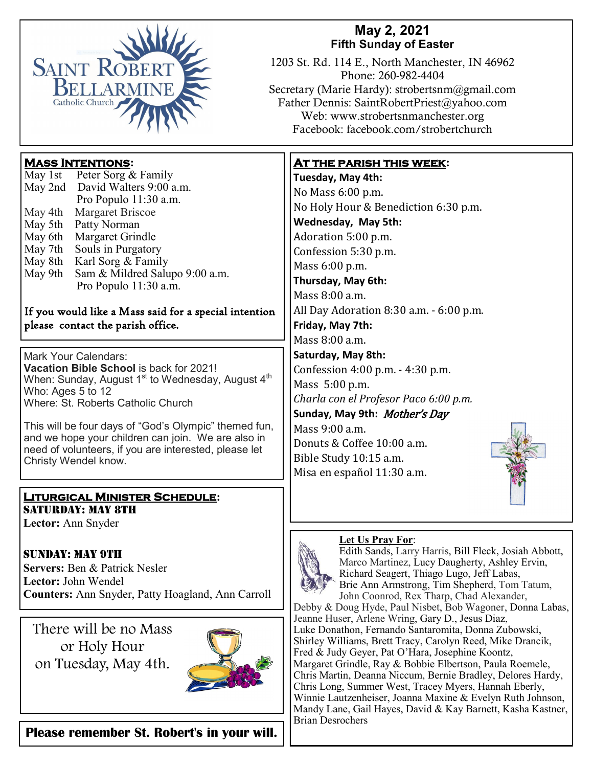# Saint Robert Bellarmine Catholic Church

## May 2, 2021
### Fifth Sunday of Easter

1203 St. Rd. 114 E., North Manchester, IN 46962
Phone: 260-982-4404
Secretary (Marie Hardy): strobertsnm@gmail.com
Father Dennis: SaintRobertPriest@yahoo.com
Web: www.strobertsnmanchester.org
Facebook: facebook.com/strobertchurch

## Mass Intentions:

May 1st Peter Sorg & Family
May 2nd David Walters 9:00 a.m.
Pro Populo 11:30 a.m.
May 4th Margaret Briscoe
May 5th Patty Norman
May 6th Margaret Grindle
May 7th Souls in Purgatory
May 8th Karl Sorg & Family
May 9th Sam & Mildred Salupo 9:00 a.m.
Pro Populo 11:30 a.m.

If you would like a Mass said for a special intention please contact the parish office.

Mark Your Calendars:
**Vacation Bible School** is back for 2021!
When: Sunday, August 1st to Wednesday, August 4th
Who: Ages 5 to 12
Where: St. Roberts Catholic Church

This will be four days of "God's Olympic" themed fun, and we hope your children can join. We are also in need of volunteers, if you are interested, please let Christy Wendel know.

## Liturgical Minister Schedule:

### Saturday: May 8th
**Lector:** Ann Snyder

### Sunday: May 9th
**Servers:** Ben & Patrick Nesler
**Lector:** John Wendel
**Counters:** Ann Snyder, Patty Hoagland, Ann Carroll

There will be no Mass or Holy Hour on Tuesday, May 4th.

**Please remember St. Robert's in your will.**

## At the parish this week:

**Tuesday, May 4th:**
No Mass 6:00 p.m.
No Holy Hour & Benediction 6:30 p.m.

**Wednesday, May 5th:**
Adoration 5:00 p.m.
Confession 5:30 p.m.
Mass 6:00 p.m.

**Thursday, May 6th:**
Mass 8:00 a.m.
All Day Adoration 8:30 a.m. - 6:00 p.m.

**Friday, May 7th:**
Mass 8:00 a.m.

**Saturday, May 8th:**
Confession 4:00 p.m. - 4:30 p.m.
Mass 5:00 p.m.
*Charla con el Profesor Paco 6:00 p.m.*

**Sunday, May 9th:** *Mother's Day*
Mass 9:00 a.m.
Donuts & Coffee 10:00 a.m.
Bible Study 10:15 a.m.
Misa en español 11:30 a.m.

## Let Us Pray For:

Edith Sands, Larry Harris, Bill Fleck, Josiah Abbott, Marco Martinez, Lucy Daugherty, Ashley Ervin, Richard Seagert, Thiago Lugo, Jeff Labas, Brie Ann Armstrong, Tim Shepherd, Tom Tatum, John Coonrod, Rex Tharp, Chad Alexander, Debby & Doug Hyde, Paul Nisbet, Bob Wagoner, Donna Labas, Jeanne Huser, Arlene Wring, Gary D., Jesus Diaz, Luke Donathon, Fernando Santaromita, Donna Zubowski, Shirley Williams, Brett Tracy, Carolyn Reed, Mike Drancik, Fred & Judy Geyer, Pat O'Hara, Josephine Koontz, Margaret Grindle, Ray & Bobbie Elbertson, Paula Roemele, Chris Martin, Deanna Niccum, Bernie Bradley, Delores Hardy, Chris Long, Summer West, Tracey Myers, Hannah Eberly, Winnie Lautzenheiser, Joanna Maxine & Evelyn Ruth Johnson, Mandy Lane, Gail Hayes, David & Kay Barnett, Kasha Kastner, Brian Desrochers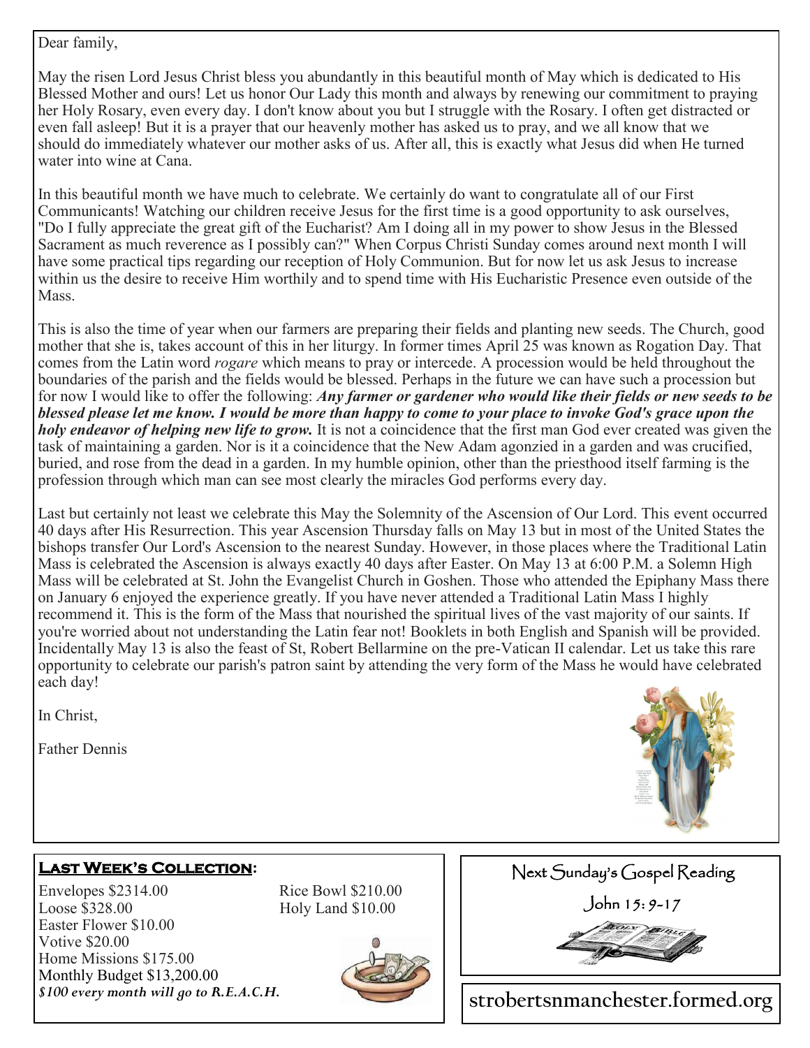Dear family,

May the risen Lord Jesus Christ bless you abundantly in this beautiful month of May which is dedicated to His Blessed Mother and ours! Let us honor Our Lady this month and always by renewing our commitment to praying her Holy Rosary, even every day. I don't know about you but I struggle with the Rosary. I often get distracted or even fall asleep! But it is a prayer that our heavenly mother has asked us to pray, and we all know that we should do immediately whatever our mother asks of us. After all, this is exactly what Jesus did when He turned water into wine at Cana.

In this beautiful month we have much to celebrate. We certainly do want to congratulate all of our First Communicants! Watching our children receive Jesus for the first time is a good opportunity to ask ourselves, "Do I fully appreciate the great gift of the Eucharist? Am I doing all in my power to show Jesus in the Blessed Sacrament as much reverence as I possibly can?" When Corpus Christi Sunday comes around next month I will have some practical tips regarding our reception of Holy Communion. But for now let us ask Jesus to increase within us the desire to receive Him worthily and to spend time with His Eucharistic Presence even outside of the Mass.

This is also the time of year when our farmers are preparing their fields and planting new seeds. The Church, good mother that she is, takes account of this in her liturgy. In former times April 25 was known as Rogation Day. That comes from the Latin word *rogare* which means to pray or intercede. A procession would be held throughout the boundaries of the parish and the fields would be blessed. Perhaps in the future we can have such a procession but for now I would like to offer the following: ***Any farmer or gardener who would like their fields or new seeds to be blessed please let me know. I would be more than happy to come to your place to invoke God's grace upon the holy endeavor of helping new life to grow.*** It is not a coincidence that the first man God ever created was given the task of maintaining a garden. Nor is it a coincidence that the New Adam agonzied in a garden and was crucified, buried, and rose from the dead in a garden. In my humble opinion, other than the priesthood itself farming is the profession through which man can see most clearly the miracles God performs every day.

Last but certainly not least we celebrate this May the Solemnity of the Ascension of Our Lord. This event occurred 40 days after His Resurrection. This year Ascension Thursday falls on May 13 but in most of the United States the bishops transfer Our Lord's Ascension to the nearest Sunday. However, in those places where the Traditional Latin Mass is celebrated the Ascension is always exactly 40 days after Easter. On May 13 at 6:00 P.M. a Solemn High Mass will be celebrated at St. John the Evangelist Church in Goshen. Those who attended the Epiphany Mass there on January 6 enjoyed the experience greatly. If you have never attended a Traditional Latin Mass I highly recommend it. This is the form of the Mass that nourished the spiritual lives of the vast majority of our saints. If you're worried about not understanding the Latin fear not! Booklets in both English and Spanish will be provided. Incidentally May 13 is also the feast of St, Robert Bellarmine on the pre-Vatican II calendar. Let us take this rare opportunity to celebrate our parish's patron saint by attending the very form of the Mass he would have celebrated each day!

In Christ,

Father Dennis

## **Last Week's Collection:**

Envelopes $2314.00
Loose $328.00
Easter Flower $10.00
Votive $20.00
Home Missions $175.00
Monthly Budget $13,200.00
*$100 every month will go to R.E.A.C.H.*

Rice Bowl $210.00
Holy Land $10.00

Next Sunday's Gospel Reading

John 15: 9-17

strobertsnmanchester.formed.org